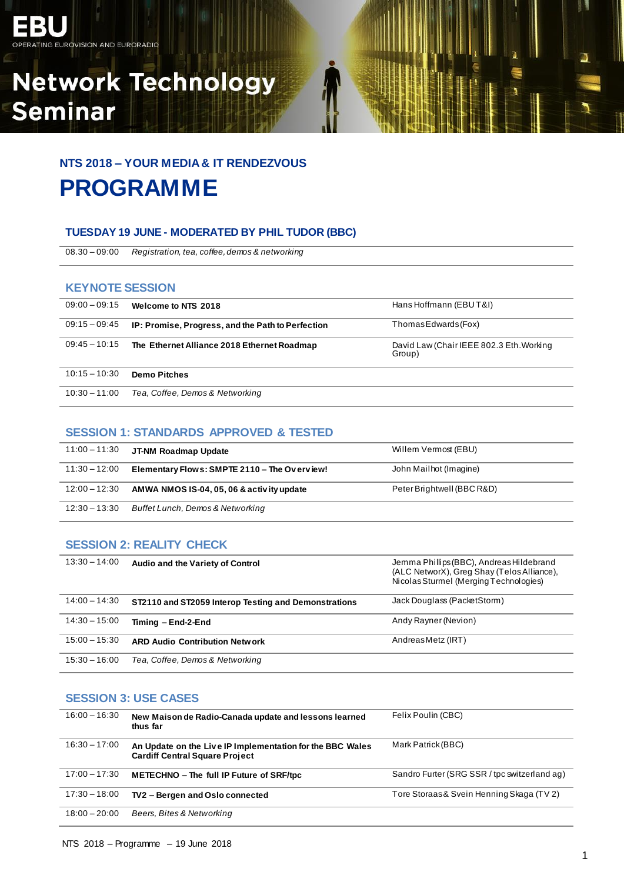EBU
OPERATING EUROVISION AND EURORADIO

# Network Technology Seminar

### NTS 2018 – YOUR MEDIA & IT RENDEZVOUS

# PROGRAMME

## TUESDAY 19 JUNE - MODERATED BY PHIL TUDOR (BBC)

| | | |
|---|---|---|
| 08.30 – 09:00 | *Registration, tea, coffee, demos & networking* | |

## KEYNOTE SESSION

| | | |
|---|---|---|
| 09:00 – 09:15 | **Welcome to NTS 2018** | Hans Hoffmann (EBU T&I) |
| 09:15 – 09:45 | **IP: Promise, Progress, and the Path to Perfection** | Thomas Edwards (Fox) |
| 09:45 – 10:15 | **The Ethernet Alliance 2018 Ethernet Roadmap** | David Law (Chair IEEE 802.3 Eth. Working Group) |
| 10:15 – 10:30 | **Demo Pitches** | |
| 10:30 – 11:00 | *Tea, Coffee, Demos & Networking* | |

## SESSION 1: STANDARDS APPROVED & TESTED

| | | |
|---|---|---|
| 11:00 – 11:30 | **JT-NM Roadmap Update** | Willem Vermost (EBU) |
| 11:30 – 12:00 | **Elementary Flows: SMPTE 2110 – The Overview!** | John Mailhot (Imagine) |
| 12:00 – 12:30 | **AMWA NMOS IS-04, 05, 06 & activity update** | Peter Brightwell (BBC R&D) |
| 12:30 – 13:30 | *Buffet Lunch, Demos & Networking* | |

## SESSION 2: REALITY CHECK

| | | |
|---|---|---|
| 13:30 – 14:00 | **Audio and the Variety of Control** | Jemma Phillips (BBC), Andreas Hildebrand (ALC NetworX), Greg Shay (Telos Alliance), Nicolas Sturmel (Merging Technologies) |
| 14:00 – 14:30 | **ST2110 and ST2059 Interop Testing and Demonstrations** | Jack Douglass (PacketStorm) |
| 14:30 – 15:00 | **Timing – End-2-End** | Andy Rayner (Nevion) |
| 15:00 – 15:30 | **ARD Audio Contribution Network** | Andreas Metz (IRT) |
| 15:30 – 16:00 | *Tea, Coffee, Demos & Networking* | |

## SESSION 3: USE CASES

| | | |
|---|---|---|
| 16:00 – 16:30 | **New Maison de Radio-Canada update and lessons learned thus far** | Felix Poulin (CBC) |
| 16:30 – 17:00 | **An Update on the Live IP Implementation for the BBC Wales Cardiff Central Square Project** | Mark Patrick (BBC) |
| 17:00 – 17:30 | **METECHNO – The full IP Future of SRF/tpc** | Sandro Furter (SRG SSR / tpc switzerland ag) |
| 17:30 – 18:00 | **TV2 – Bergen and Oslo connected** | Tore Storaas & Svein Henning Skaga (TV 2) |
| 18:00 – 20:00 | *Beers, Bites & Networking* | |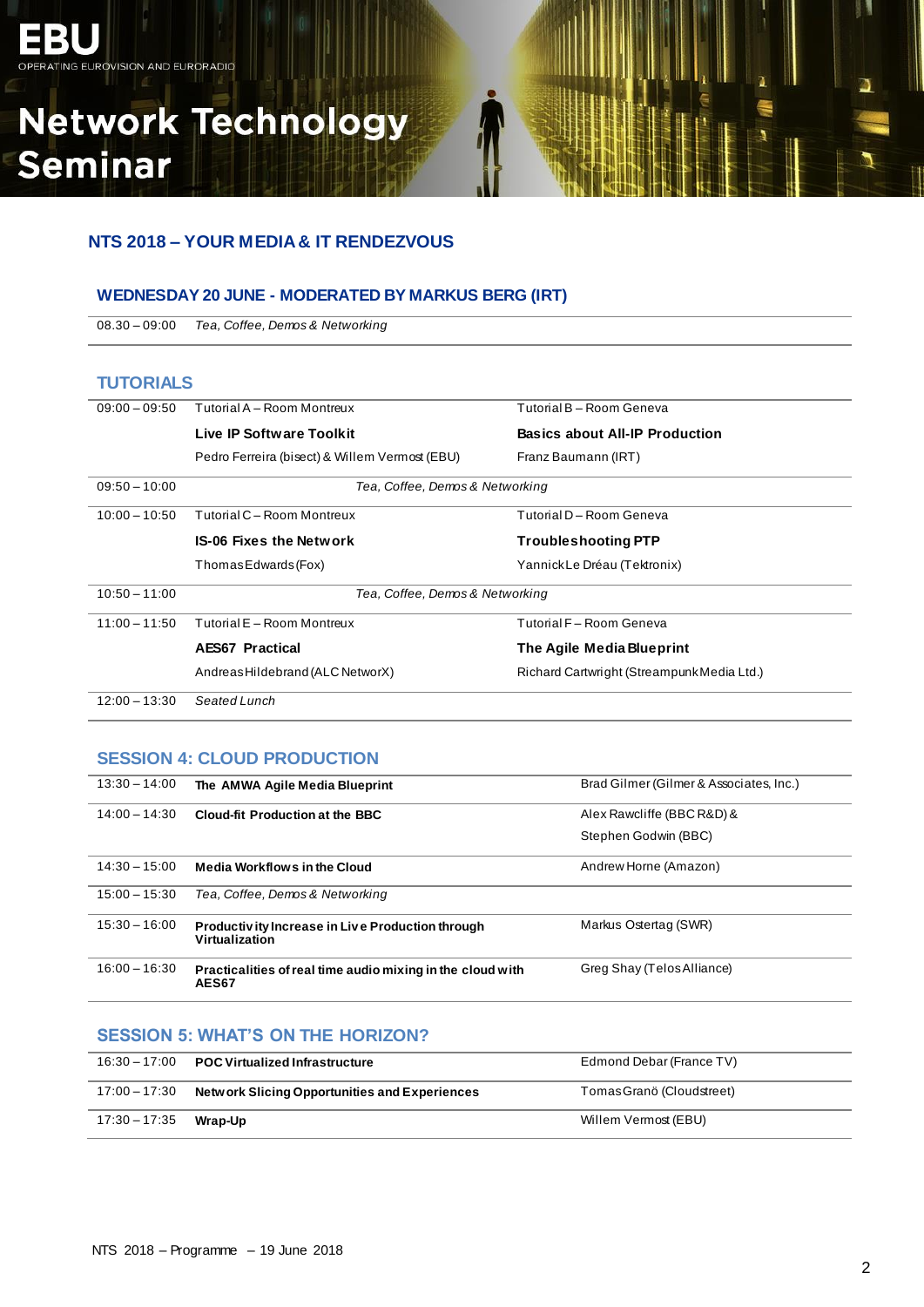EBU
OPERATING EUROVISION AND EURORADIO

# Network Technology Seminar

## NTS 2018 – YOUR MEDIA & IT RENDEZVOUS

### WEDNESDAY 20 JUNE - MODERATED BY MARKUS BERG (IRT)

| | |
|---|---|
| 08.30 – 09:00 | *Tea, Coffee, Demos & Networking* |

### TUTORIALS

| Time | Room Montreux | Room Geneva |
|---|---|---|
| 09:00 – 09:50 | Tutorial A – Room Montreux<br>**Live IP Software Toolkit**<br>Pedro Ferreira (bisect) & Willem Vermost (EBU) | Tutorial B – Room Geneva<br>**Basics about All-IP Production**<br>Franz Baumann (IRT) |
| 09:50 – 10:00 | *Tea, Coffee, Demos & Networking* | |
| 10:00 – 10:50 | Tutorial C – Room Montreux<br>**IS-06 Fixes the Network**<br>Thomas Edwards (Fox) | Tutorial D – Room Geneva<br>**Troubleshooting PTP**<br>Yannick Le Dréau (Tektronix) |
| 10:50 – 11:00 | *Tea, Coffee, Demos & Networking* | |
| 11:00 – 11:50 | Tutorial E – Room Montreux<br>**AES67 Practical**<br>Andreas Hildebrand (ALC NetworX) | Tutorial F – Room Geneva<br>**The Agile Media Blueprint**<br>Richard Cartwright (Streampunk Media Ltd.) |
| 12:00 – 13:30 | *Seated Lunch* | |

### SESSION 4: CLOUD PRODUCTION

| Time | Title | Speaker |
|---|---|---|
| 13:30 – 14:00 | **The AMWA Agile Media Blueprint** | Brad Gilmer (Gilmer & Associates, Inc.) |
| 14:00 – 14:30 | **Cloud-fit Production at the BBC** | Alex Rawcliffe (BBC R&D) &<br>Stephen Godwin (BBC) |
| 14:30 – 15:00 | **Media Workflows in the Cloud** | Andrew Horne (Amazon) |
| 15:00 – 15:30 | *Tea, Coffee, Demos & Networking* | |
| 15:30 – 16:00 | **Productivity Increase in Live Production through Virtualization** | Markus Ostertag (SWR) |
| 16:00 – 16:30 | **Practicalities of real time audio mixing in the cloud with AES67** | Greg Shay (Telos Alliance) |

### SESSION 5: WHAT'S ON THE HORIZON?

| Time | Title | Speaker |
|---|---|---|
| 16:30 – 17:00 | **POC Virtualized Infrastructure** | Edmond Debar (France TV) |
| 17:00 – 17:30 | **Network Slicing Opportunities and Experiences** | Tomas Granö (Cloudstreet) |
| 17:30 – 17:35 | **Wrap-Up** | Willem Vermost (EBU) |

NTS 2018 – Programme – 19 June 2018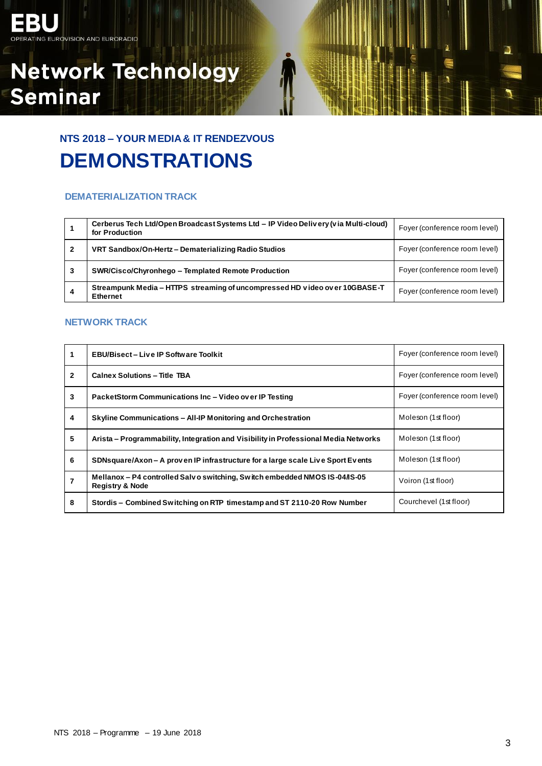EBU
OPERATING EUROVISION AND EURORADIO

# Network Technology Seminar

### NTS 2018 – YOUR MEDIA & IT RENDEZVOUS

# DEMONSTRATIONS

## DEMATERIALIZATION TRACK

| | | |
|---|---|---|
| 1 | **Cerberus Tech Ltd/Open Broadcast Systems Ltd – IP Video Delivery (via Multi-cloud) for Production** | Foyer (conference room level) |
| 2 | **VRT Sandbox/On-Hertz – Dematerializing Radio Studios** | Foyer (conference room level) |
| 3 | **SWR/Cisco/Chyronhego – Templated Remote Production** | Foyer (conference room level) |
| 4 | **Streampunk Media – HTTPS streaming of uncompressed HD video over 10GBASE-T Ethernet** | Foyer (conference room level) |

## NETWORK TRACK

| | | |
|---|---|---|
| 1 | **EBU/Bisect – Live IP Software Toolkit** | Foyer (conference room level) |
| 2 | **Calnex Solutions – Title TBA** | Foyer (conference room level) |
| 3 | **PacketStorm Communications Inc – Video over IP Testing** | Foyer (conference room level) |
| 4 | **Skyline Communications – All-IP Monitoring and Orchestration** | Moleson (1st floor) |
| 5 | **Arista – Programmability, Integration and Visibility in Professional Media Networks** | Moleson (1st floor) |
| 6 | **SDNsquare/Axon – A proven IP infrastructure for a large scale Live Sport Events** | Moleson (1st floor) |
| 7 | **Mellanox – P4 controlled Salvo switching, Switch embedded NMOS IS-04/IS-05 Registry & Node** | Voiron (1st floor) |
| 8 | **Stordis – Combined Switching on RTP timestamp and ST 2110-20 Row Number** | Courchevel (1st floor) |